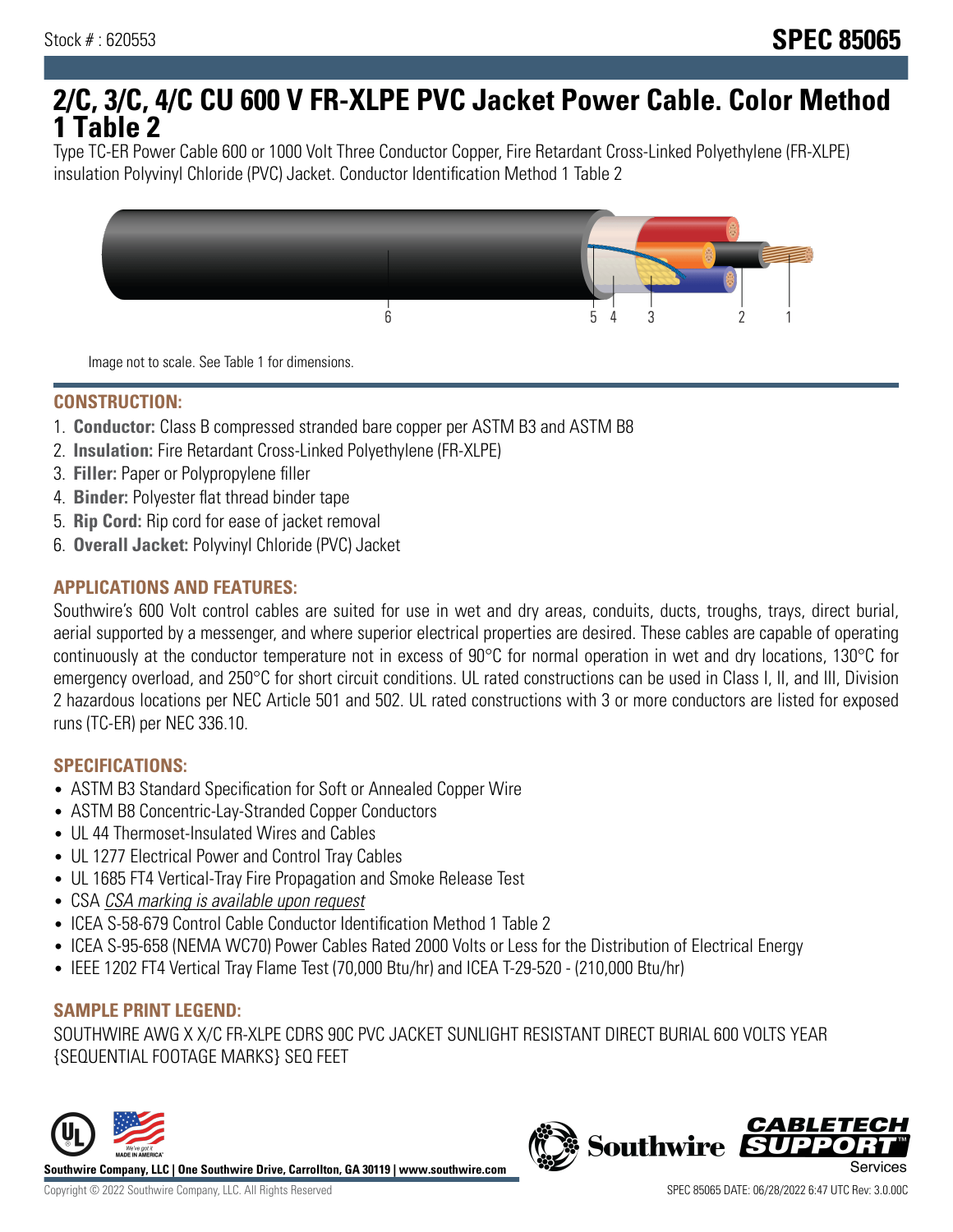Stock # : 620553

**SPEC 85065**

# 2/C, 3/C, 4/C CU 600 V FR-XLPE PVC Jacket Power Cable. Color Method 1 Table 2

Type TC-ER Power Cable 600 or 1000 Volt Three Conductor Copper, Fire Retardant Cross-Linked Polyethylene (FR-XLPE) insulation Polyvinyl Chloride (PVC) Jacket. Conductor Identification Method 1 Table 2

Image not to scale. See Table 1 for dimensions.

## CONSTRUCTION:

1. **Conductor:** Class B compressed stranded bare copper per ASTM B3 and ASTM B8
2. **Insulation:** Fire Retardant Cross-Linked Polyethylene (FR-XLPE)
3. **Filler:** Paper or Polypropylene filler
4. **Binder:** Polyester flat thread binder tape
5. **Rip Cord:** Rip cord for ease of jacket removal
6. **Overall Jacket:** Polyvinyl Chloride (PVC) Jacket

## APPLICATIONS AND FEATURES:

Southwire's 600 Volt control cables are suited for use in wet and dry areas, conduits, ducts, troughs, trays, direct burial, aerial supported by a messenger, and where superior electrical properties are desired. These cables are capable of operating continuously at the conductor temperature not in excess of 90°C for normal operation in wet and dry locations, 130°C for emergency overload, and 250°C for short circuit conditions. UL rated constructions can be used in Class I, II, and III, Division 2 hazardous locations per NEC Article 501 and 502. UL rated constructions with 3 or more conductors are listed for exposed runs (TC-ER) per NEC 336.10.

## SPECIFICATIONS:

- ASTM B3 Standard Specification for Soft or Annealed Copper Wire
- ASTM B8 Concentric-Lay-Stranded Copper Conductors
- UL 44 Thermoset-Insulated Wires and Cables
- UL 1277 Electrical Power and Control Tray Cables
- UL 1685 FT4 Vertical-Tray Fire Propagation and Smoke Release Test
- CSA *CSA marking is available upon request*
- ICEA S-58-679 Control Cable Conductor Identification Method 1 Table 2
- ICEA S-95-658 (NEMA WC70) Power Cables Rated 2000 Volts or Less for the Distribution of Electrical Energy
- IEEE 1202 FT4 Vertical Tray Flame Test (70,000 Btu/hr) and ICEA T-29-520 - (210,000 Btu/hr)

## SAMPLE PRINT LEGEND:

SOUTHWIRE AWG X X/C FR-XLPE CDRS 90C PVC JACKET SUNLIGHT RESISTANT DIRECT BURIAL 600 VOLTS YEAR {SEQUENTIAL FOOTAGE MARKS} SEQ FEET

**Southwire Company, LLC | One Southwire Drive, Carrollton, GA 30119 | www.southwire.com**

Copyright © 2022 Southwire Company, LLC. All Rights Reserved

SPEC 85065 DATE: 06/28/2022 6:47 UTC Rev: 3.0.00C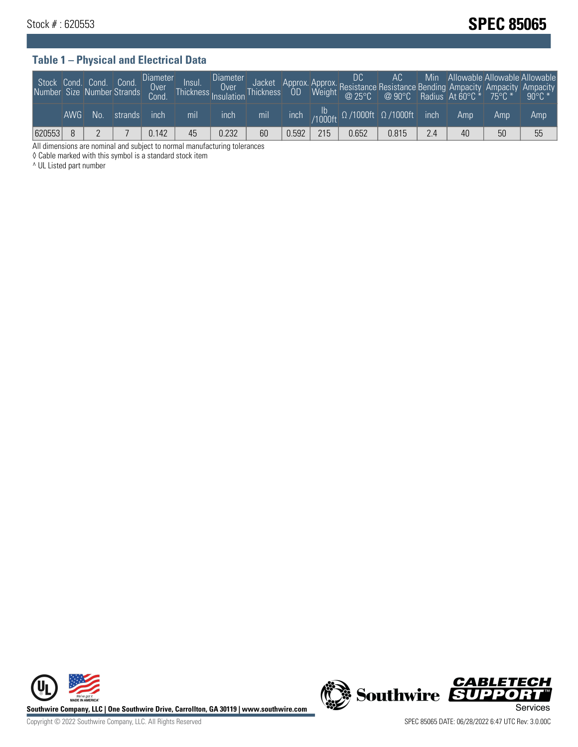### Table 1 – Physical and Electrical Data

| Stock Number | Cond. Size | Cond. Number | Cond. Strands | Diameter Over Cond. | Insul. Thickness | Diameter Over Insulation | Jacket Thickness | Approx. OD | Approx. Weight | DC Resistance @ 25°C | AC Resistance @ 90°C | Min Bending Radius | Allowable Ampacity At 60°C * | Allowable Ampacity 75°C * | Allowable Ampacity 90°C * |
|---|---|---|---|---|---|---|---|---|---|---|---|---|---|---|---|
| | AWG | No. | strands | inch | mil | inch | mil | inch | lb /1000ft | Ω /1000ft | Ω /1000ft | inch | Amp | Amp | Amp |
| 620553 | 8 | 2 | 7 | 0.142 | 45 | 0.232 | 60 | 0.592 | 215 | 0.652 | 0.815 | 2.4 | 40 | 50 | 55 |

All dimensions are nominal and subject to normal manufacturing tolerances

◊ Cable marked with this symbol is a standard stock item

^ UL Listed part number

Southwire Company, LLC | One Southwire Drive, Carrollton, GA 30119 | www.southwire.com

Copyright © 2022 Southwire Company, LLC. All Rights Reserved

SPEC 85065 DATE: 06/28/2022 6:47 UTC Rev: 3.0.00C